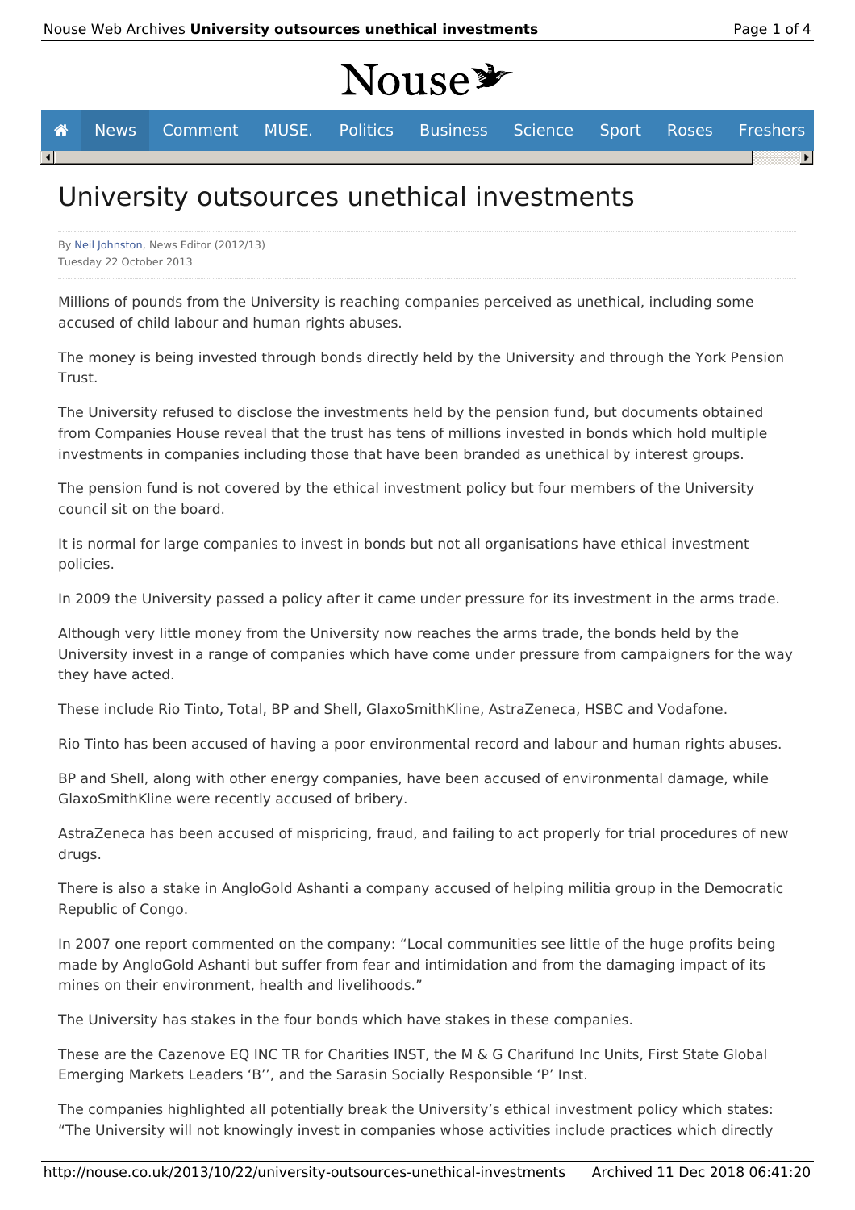Nouse

News Comment MUSE. Politics Business Science Sport Roses Freshers

# University outsources unethical investments

By Neil Johnston, News Editor (2012/13)
Tuesday 22 October 2013

Millions of pounds from the University is reaching companies perceived as unethical, including some accused of child labour and human rights abuses.

The money is being invested through bonds directly held by the University and through the York Pension Trust.

The University refused to disclose the investments held by the pension fund, but documents obtained from Companies House reveal that the trust has tens of millions invested in bonds which hold multiple investments in companies including those that have been branded as unethical by interest groups.

The pension fund is not covered by the ethical investment policy but four members of the University council sit on the board.

It is normal for large companies to invest in bonds but not all organisations have ethical investment policies.

In 2009 the University passed a policy after it came under pressure for its investment in the arms trade.

Although very little money from the University now reaches the arms trade, the bonds held by the University invest in a range of companies which have come under pressure from campaigners for the way they have acted.

These include Rio Tinto, Total, BP and Shell, GlaxoSmithKline, AstraZeneca, HSBC and Vodafone.

Rio Tinto has been accused of having a poor environmental record and labour and human rights abuses.

BP and Shell, along with other energy companies, have been accused of environmental damage, while GlaxoSmithKline were recently accused of bribery.

AstraZeneca has been accused of mispricing, fraud, and failing to act properly for trial procedures of new drugs.

There is also a stake in AngloGold Ashanti a company accused of helping militia group in the Democratic Republic of Congo.

In 2007 one report commented on the company: "Local communities see little of the huge profits being made by AngloGold Ashanti but suffer from fear and intimidation and from the damaging impact of its mines on their environment, health and livelihoods."

The University has stakes in the four bonds which have stakes in these companies.

These are the Cazenove EQ INC TR for Charities INST, the M & G Charifund Inc Units, First State Global Emerging Markets Leaders 'B'', and the Sarasin Socially Responsible 'P' Inst.

The companies highlighted all potentially break the University's ethical investment policy which states: "The University will not knowingly invest in companies whose activities include practices which directly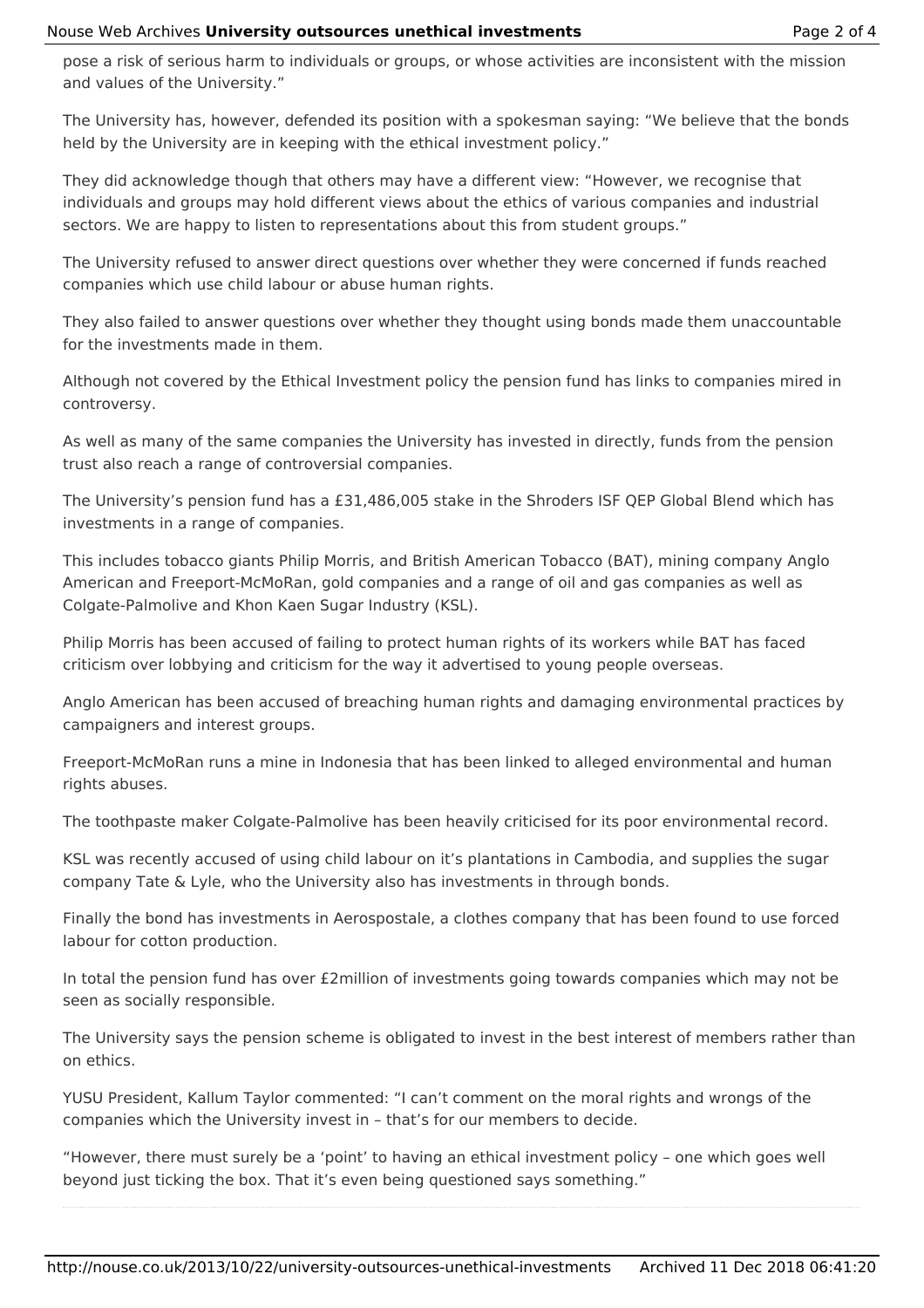pose a risk of serious harm to individuals or groups, or whose activities are inconsistent with the mission and values of the University."

The University has, however, defended its position with a spokesman saying: "We believe that the bonds held by the University are in keeping with the ethical investment policy."

They did acknowledge though that others may have a different view: "However, we recognise that individuals and groups may hold different views about the ethics of various companies and industrial sectors. We are happy to listen to representations about this from student groups."

The University refused to answer direct questions over whether they were concerned if funds reached companies which use child labour or abuse human rights.

They also failed to answer questions over whether they thought using bonds made them unaccountable for the investments made in them.

Although not covered by the Ethical Investment policy the pension fund has links to companies mired in controversy.

As well as many of the same companies the University has invested in directly, funds from the pension trust also reach a range of controversial companies.

The University's pension fund has a £31,486,005 stake in the Shroders ISF QEP Global Blend which has investments in a range of companies.

This includes tobacco giants Philip Morris, and British American Tobacco (BAT), mining company Anglo American and Freeport-McMoRan, gold companies and a range of oil and gas companies as well as Colgate-Palmolive and Khon Kaen Sugar Industry (KSL).

Philip Morris has been accused of failing to protect human rights of its workers while BAT has faced criticism over lobbying and criticism for the way it advertised to young people overseas.

Anglo American has been accused of breaching human rights and damaging environmental practices by campaigners and interest groups.

Freeport-McMoRan runs a mine in Indonesia that has been linked to alleged environmental and human rights abuses.

The toothpaste maker Colgate-Palmolive has been heavily criticised for its poor environmental record.

KSL was recently accused of using child labour on it's plantations in Cambodia, and supplies the sugar company Tate & Lyle, who the University also has investments in through bonds.

Finally the bond has investments in Aerospostale, a clothes company that has been found to use forced labour for cotton production.

In total the pension fund has over £2million of investments going towards companies which may not be seen as socially responsible.

The University says the pension scheme is obligated to invest in the best interest of members rather than on ethics.

YUSU President, Kallum Taylor commented: "I can't comment on the moral rights and wrongs of the companies which the University invest in – that's for our members to decide.

"However, there must surely be a 'point' to having an ethical investment policy – one which goes well beyond just ticking the box. That it's even being questioned says something."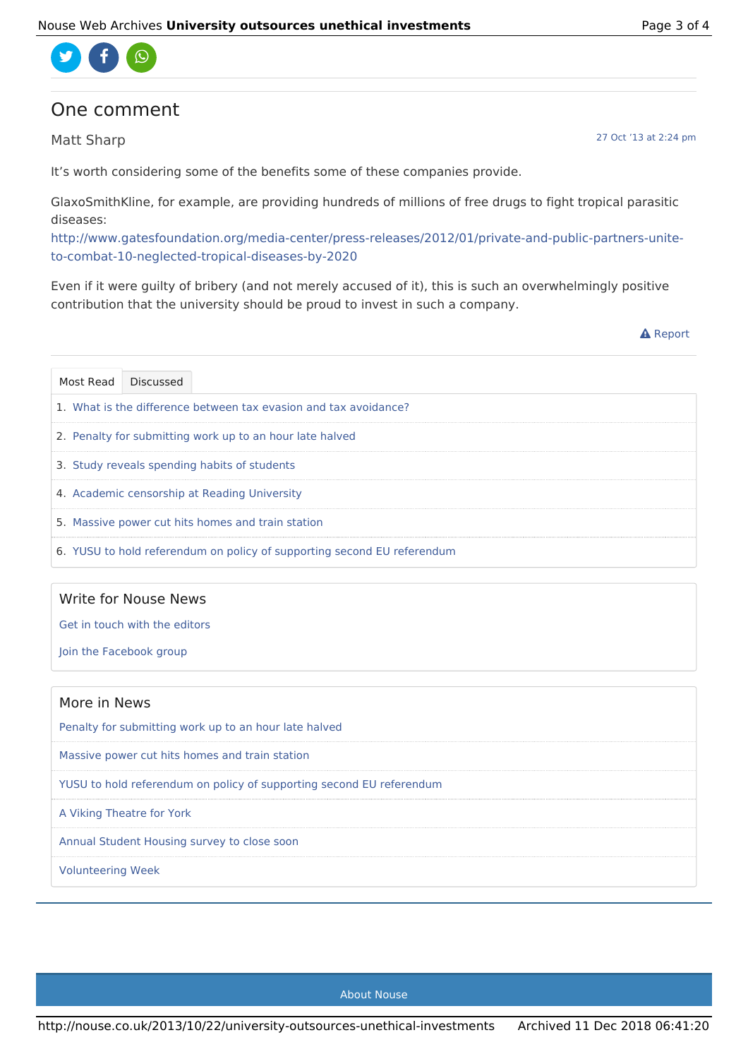## One comment

Matt Sharp

27 Oct '13 at 2:24 pm

It's worth considering some of the benefits some of these companies provide.

GlaxoSmithKline, for example, are providing hundreds of millions of free drugs to fight tropical parasitic diseases: http://www.gatesfoundation.org/media-center/press-releases/2012/01/private-and-public-partners-unite-to-combat-10-neglected-tropical-diseases-by-2020

Even if it were guilty of bribery (and not merely accused of it), this is such an overwhelmingly positive contribution that the university should be proud to invest in such a company.

Report

Most Read | Discussed

1. What is the difference between tax evasion and tax avoidance?
2. Penalty for submitting work up to an hour late halved
3. Study reveals spending habits of students
4. Academic censorship at Reading University
5. Massive power cut hits homes and train station
6. YUSU to hold referendum on policy of supporting second EU referendum

### Write for Nouse News

Get in touch with the editors

Join the Facebook group

### More in News

- Penalty for submitting work up to an hour late halved
- Massive power cut hits homes and train station
- YUSU to hold referendum on policy of supporting second EU referendum
- A Viking Theatre for York
- Annual Student Housing survey to close soon
- Volunteering Week

About Nouse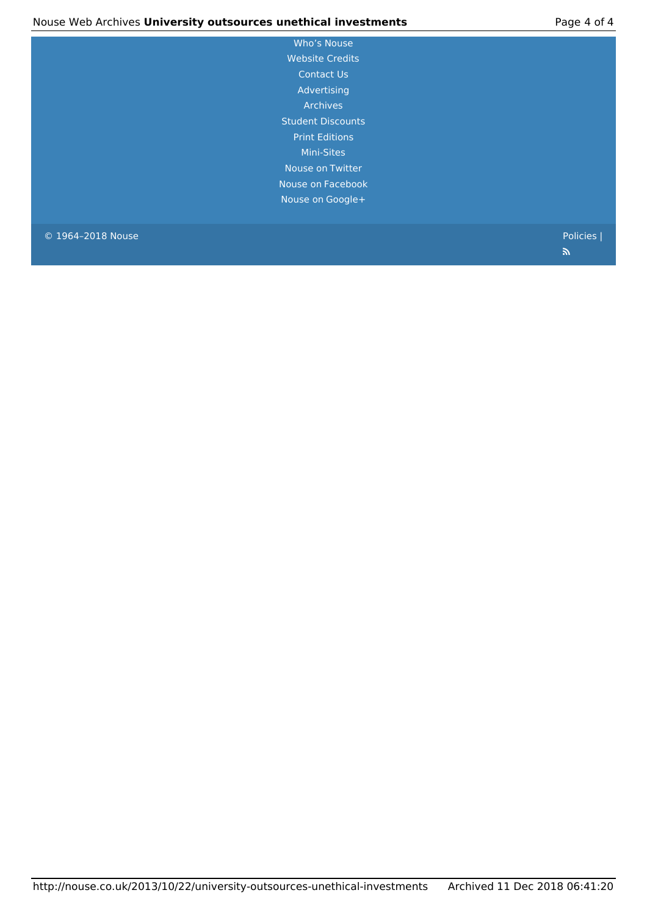Who's Nouse
Website Credits
Contact Us
Advertising
Archives
Student Discounts
Print Editions
Mini-Sites
Nouse on Twitter
Nouse on Facebook
Nouse on Google+

© 1964–2018 Nouse

Policies |